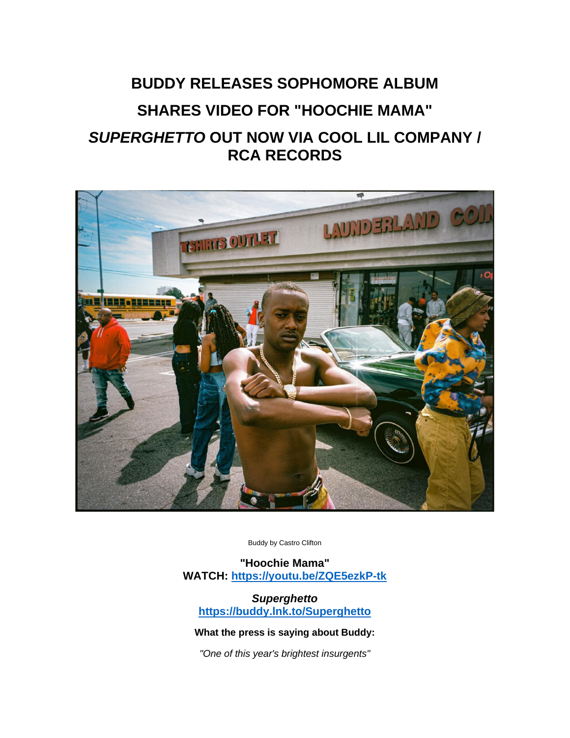# BUDDY RELEASES SOPHOMORE ALBUM

## SHARES VIDEO FOR "HOOCHIE MAMA"

## *SUPERGHETTO* OUT NOW VIA COOL LIL COMPANY / RCA RECORDS

Buddy by Castro Clifton

**"Hoochie Mama"**
**WATCH: [https://youtu.be/ZQE5ezkP-tk](https://youtu.be/ZQE5ezkP-tk)**

***Superghetto***
**[https://buddy.lnk.to/Superghetto](https://buddy.lnk.to/Superghetto)**

**What the press is saying about Buddy:**

*"One of this year's brightest insurgents"*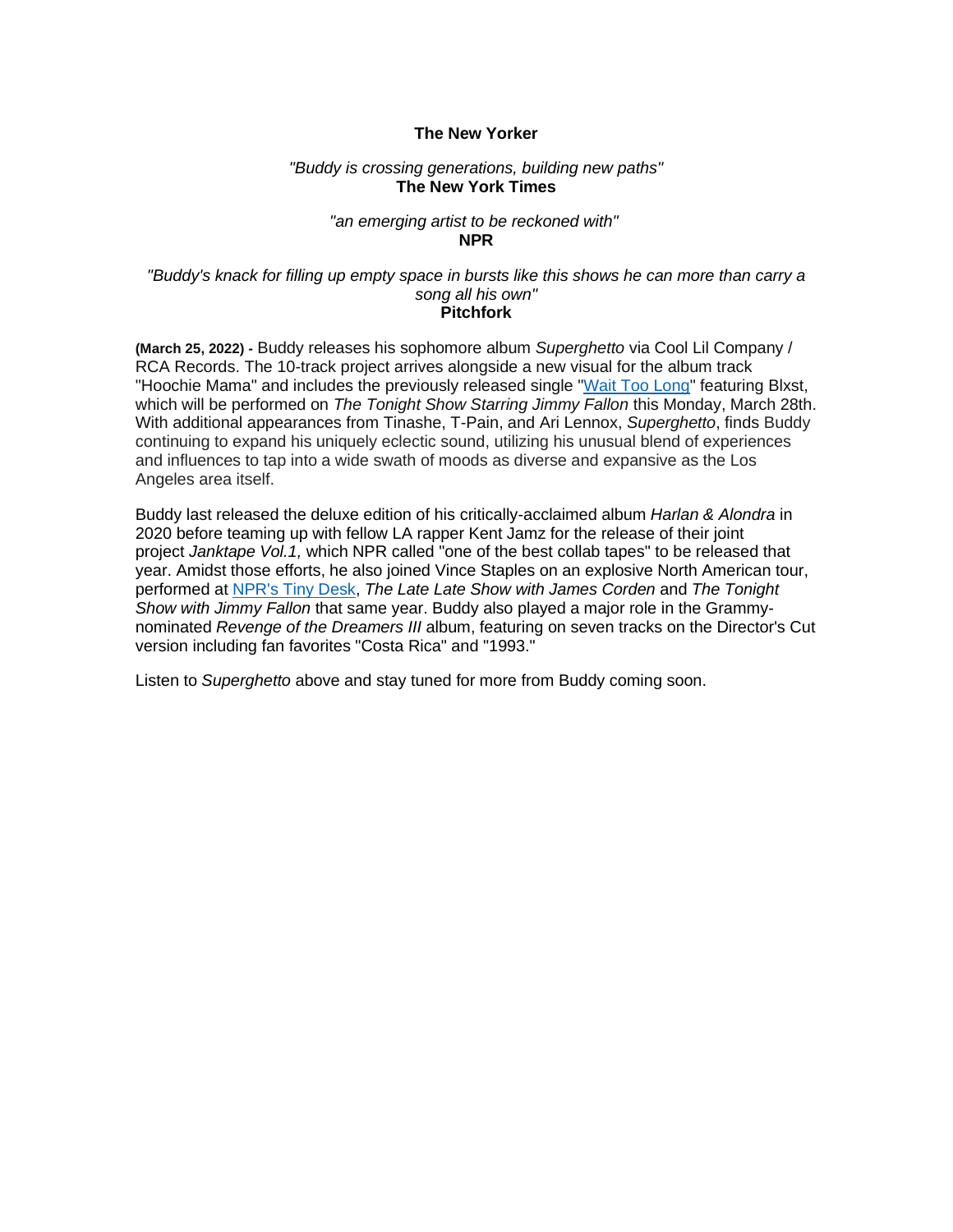**The New Yorker**

*"Buddy is crossing generations, building new paths"*
**The New York Times**

*"an emerging artist to be reckoned with"*
**NPR**

*"Buddy's knack for filling up empty space in bursts like this shows he can more than carry a song all his own"*
**Pitchfork**

**(March 25, 2022) -** Buddy releases his sophomore album *Superghetto* via Cool Lil Company / RCA Records. The 10-track project arrives alongside a new visual for the album track "Hoochie Mama" and includes the previously released single "[Wait Too Long]" featuring Blxst, which will be performed on *The Tonight Show Starring Jimmy Fallon* this Monday, March 28th. With additional appearances from Tinashe, T-Pain, and Ari Lennox, *Superghetto*, finds Buddy continuing to expand his uniquely eclectic sound, utilizing his unusual blend of experiences and influences to tap into a wide swath of moods as diverse and expansive as the Los Angeles area itself.

Buddy last released the deluxe edition of his critically-acclaimed album *Harlan & Alondra* in 2020 before teaming up with fellow LA rapper Kent Jamz for the release of their joint project *Janktape Vol.1,* which NPR called "one of the best collab tapes" to be released that year. Amidst those efforts, he also joined Vince Staples on an explosive North American tour, performed at [NPR's Tiny Desk], *The Late Late Show with James Corden* and *The Tonight Show with Jimmy Fallon* that same year. Buddy also played a major role in the Grammy-nominated *Revenge of the Dreamers III* album, featuring on seven tracks on the Director's Cut version including fan favorites "Costa Rica" and "1993."

Listen to *Superghetto* above and stay tuned for more from Buddy coming soon.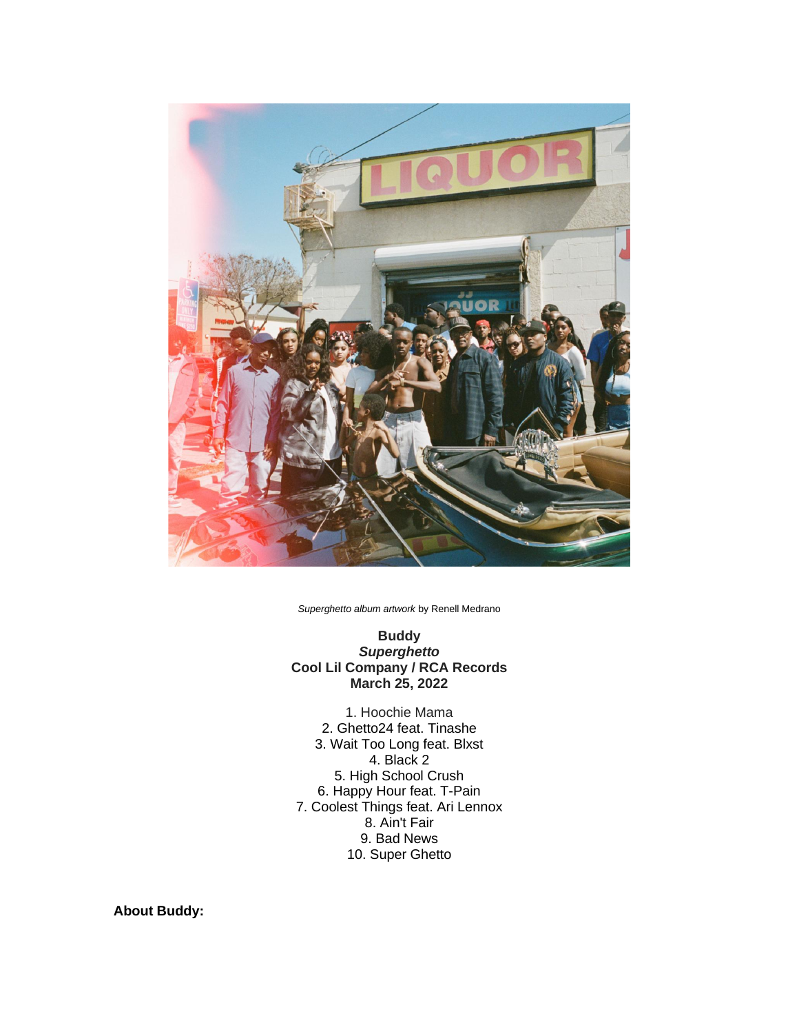*Superghetto album artwork* by Renell Medrano

**Buddy**
***Superghetto***
**Cool Lil Company / RCA Records**
**March 25, 2022**

1. Hoochie Mama
2. Ghetto24 feat. Tinashe
3. Wait Too Long feat. Blxst
4. Black 2
5. High School Crush
6. Happy Hour feat. T-Pain
7. Coolest Things feat. Ari Lennox
8. Ain't Fair
9. Bad News
10. Super Ghetto

**About Buddy:**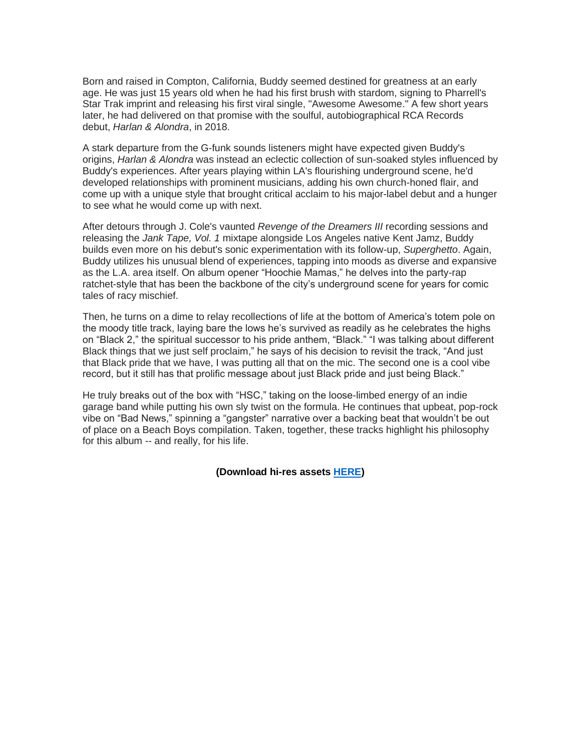Born and raised in Compton, California, Buddy seemed destined for greatness at an early age. He was just 15 years old when he had his first brush with stardom, signing to Pharrell's Star Trak imprint and releasing his first viral single, "Awesome Awesome." A few short years later, he had delivered on that promise with the soulful, autobiographical RCA Records debut, *Harlan & Alondra*, in 2018.

A stark departure from the G-funk sounds listeners might have expected given Buddy's origins, *Harlan & Alondra* was instead an eclectic collection of sun-soaked styles influenced by Buddy's experiences. After years playing within LA's flourishing underground scene, he'd developed relationships with prominent musicians, adding his own church-honed flair, and come up with a unique style that brought critical acclaim to his major-label debut and a hunger to see what he would come up with next.

After detours through J. Cole's vaunted *Revenge of the Dreamers III* recording sessions and releasing the *Jank Tape, Vol. 1* mixtape alongside Los Angeles native Kent Jamz, Buddy builds even more on his debut's sonic experimentation with its follow-up, *Superghetto*. Again, Buddy utilizes his unusual blend of experiences, tapping into moods as diverse and expansive as the L.A. area itself. On album opener "Hoochie Mamas," he delves into the party-rap ratchet-style that has been the backbone of the city's underground scene for years for comic tales of racy mischief.

Then, he turns on a dime to relay recollections of life at the bottom of America's totem pole on the moody title track, laying bare the lows he's survived as readily as he celebrates the highs on "Black 2," the spiritual successor to his pride anthem, "Black." "I was talking about different Black things that we just self proclaim," he says of his decision to revisit the track, "And just that Black pride that we have, I was putting all that on the mic. The second one is a cool vibe record, but it still has that prolific message about just Black pride and just being Black."

He truly breaks out of the box with "HSC," taking on the loose-limbed energy of an indie garage band while putting his own sly twist on the formula. He continues that upbeat, pop-rock vibe on "Bad News," spinning a "gangster" narrative over a backing beat that wouldn't be out of place on a Beach Boys compilation. Taken, together, these tracks highlight his philosophy for this album -- and really, for his life.

**(Download hi-res assets HERE)**